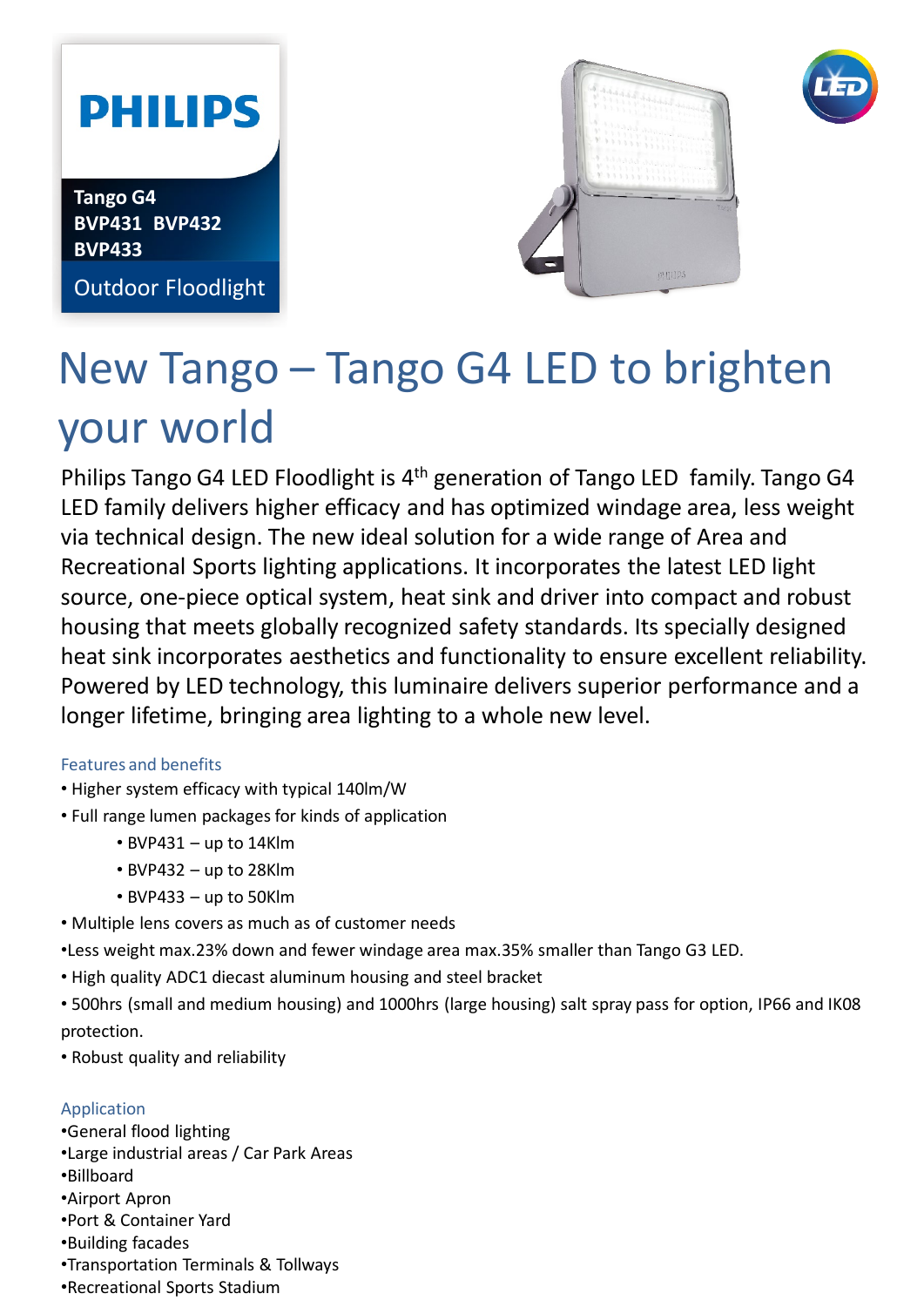**PHILIPS**

**Tango G4**
**BVP431 BVP432**
**BVP433**

Outdoor Floodlight

# New Tango – Tango G4 LED to brighten your world

Philips Tango G4 LED Floodlight is 4th generation of Tango LED family. Tango G4 LED family delivers higher efficacy and has optimized windage area, less weight via technical design. The new ideal solution for a wide range of Area and Recreational Sports lighting applications. It incorporates the latest LED light source, one-piece optical system, heat sink and driver into compact and robust housing that meets globally recognized safety standards. Its specially designed heat sink incorporates aesthetics and functionality to ensure excellent reliability. Powered by LED technology, this luminaire delivers superior performance and a longer lifetime, bringing area lighting to a whole new level.

## Features and benefits

- Higher system efficacy with typical 140lm/W
- Full range lumen packages for kinds of application
    - BVP431 – up to 14Klm
    - BVP432 – up to 28Klm
    - BVP433 – up to 50Klm
- Multiple lens covers as much as of customer needs
- Less weight max.23% down and fewer windage area max.35% smaller than Tango G3 LED.
- High quality ADC1 diecast aluminum housing and steel bracket
- 500hrs (small and medium housing) and 1000hrs (large housing) salt spray pass for option, IP66 and IK08 protection.
- Robust quality and reliability

## Application

- General flood lighting
- Large industrial areas / Car Park Areas
- Billboard
- Airport Apron
- Port & Container Yard
- Building facades
- Transportation Terminals & Tollways
- Recreational Sports Stadium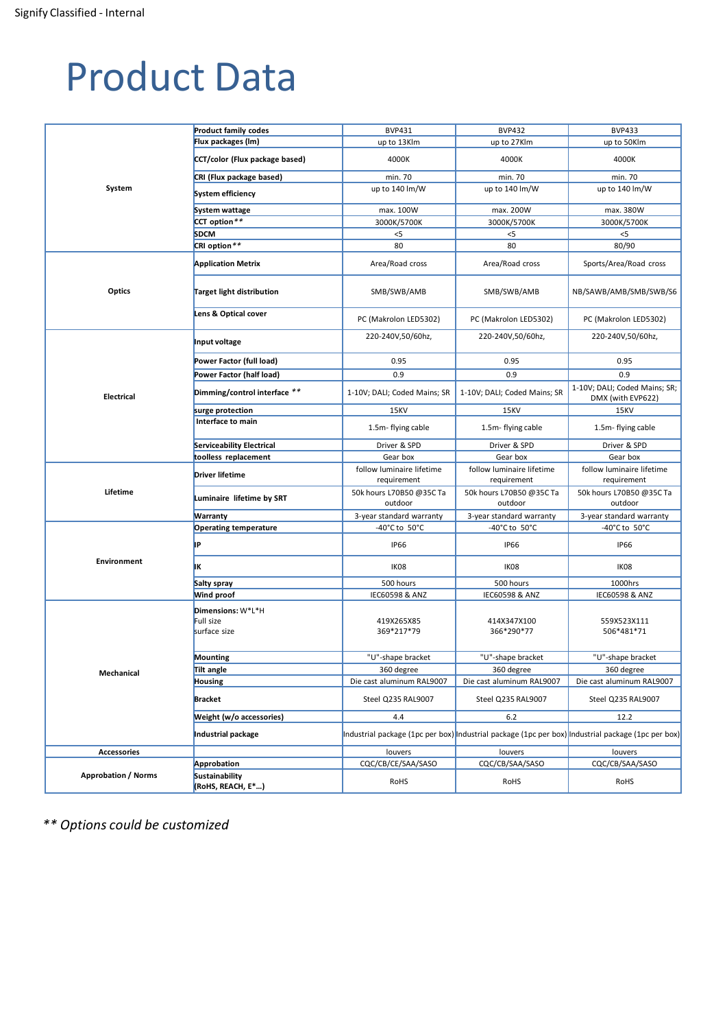# Product Data

| | | | | |
|---|---|---|---|---|
| System | **Product family codes** | BVP431 | BVP432 | BVP433 |
| | **Flux packages (lm)** | up to 13Klm | up to 27Klm | up to 50Klm |
| | **CCT/color (Flux package based)** | 4000K | 4000K | 4000K |
| | **CRI (Flux package based)** | min. 70 | min. 70 | min. 70 |
| | **System efficiency** | up to 140 lm/W | up to 140 lm/W | up to 140 lm/W |
| | **System wattage** | max. 100W | max. 200W | max. 380W |
| | **CCT option**** | 3000K/5700K | 3000K/5700K | 3000K/5700K |
| | **SDCM** | <5 | <5 | <5 |
| | **CRI option**** | 80 | 80 | 80/90 |
| Optics | **Application Metrix** | Area/Road cross | Area/Road cross | Sports/Area/Road cross |
| | **Target light distribution** | SMB/SWB/AMB | SMB/SWB/AMB | NB/SAWB/AMB/SMB/SWB/S6 |
| | **Lens & Optical cover** | PC (Makrolon LED5302) | PC (Makrolon LED5302) | PC (Makrolon LED5302) |
| Electrical | **Input voltage** | 220-240V,50/60hz, | 220-240V,50/60hz, | 220-240V,50/60hz, |
| | **Power Factor (full load)** | 0.95 | 0.95 | 0.95 |
| | **Power Factor (half load)** | 0.9 | 0.9 | 0.9 |
| | **Dimming/control interface **** | 1-10V; DALI; Coded Mains; SR | 1-10V; DALI; Coded Mains; SR | 1-10V; DALI; Coded Mains; SR; DMX (with EVP622) |
| | **surge protection** | 15KV | 15KV | 15KV |
| | **Interface to main** | 1.5m- flying cable | 1.5m- flying cable | 1.5m- flying cable |
| | **Serviceability Electrical** | Driver & SPD | Driver & SPD | Driver & SPD |
| | **toolless replacement** | Gear box | Gear box | Gear box |
| Lifetime | **Driver lifetime** | follow luminaire lifetime requirement | follow luminaire lifetime requirement | follow luminaire lifetime requirement |
| | **Luminaire lifetime by SRT** | 50k hours L70B50 @35C Ta outdoor | 50k hours L70B50 @35C Ta outdoor | 50k hours L70B50 @35C Ta outdoor |
| | **Warranty** | 3-year standard warranty | 3-year standard warranty | 3-year standard warranty |
| Environment | **Operating temperature** | -40°C to 50°C | -40°C to 50°C | -40°C to 50°C |
| | **IP** | IP66 | IP66 | IP66 |
| | **IK** | IK08 | IK08 | IK08 |
| | **Salty spray** | 500 hours | 500 hours | 1000hrs |
| | **Wind proof** | IEC60598 & ANZ | IEC60598 & ANZ | IEC60598 & ANZ |
| Mechanical | **Dimensions:** W*L*H<br>Full size<br>surface size | 419X265X85<br>369*217*79 | 414X347X100<br>366*290*77 | 559X523X111<br>506*481*71 |
| | **Mounting** | "U"-shape bracket | "U"-shape bracket | "U"-shape bracket |
| | **Tilt angle** | 360 degree | 360 degree | 360 degree |
| | **Housing** | Die cast aluminum RAL9007 | Die cast aluminum RAL9007 | Die cast aluminum RAL9007 |
| | **Bracket** | Steel Q235 RAL9007 | Steel Q235 RAL9007 | Steel Q235 RAL9007 |
| | **Weight (w/o accessories)** | 4.4 | 6.2 | 12.2 |
| | **Industrial package** | Industrial package (1pc per box) | Industrial package (1pc per box) | Industrial package (1pc per box) |
| Accessories | | louvers | louvers | louvers |
| Approbation / Norms | **Approbation** | CQC/CB/CE/SAA/SASO | CQC/CB/SAA/SASO | CQC/CB/SAA/SASO |
| | **Sustainability (RoHS, REACH, E*...)** | RoHS | RoHS | RoHS |

*** Options could be customized*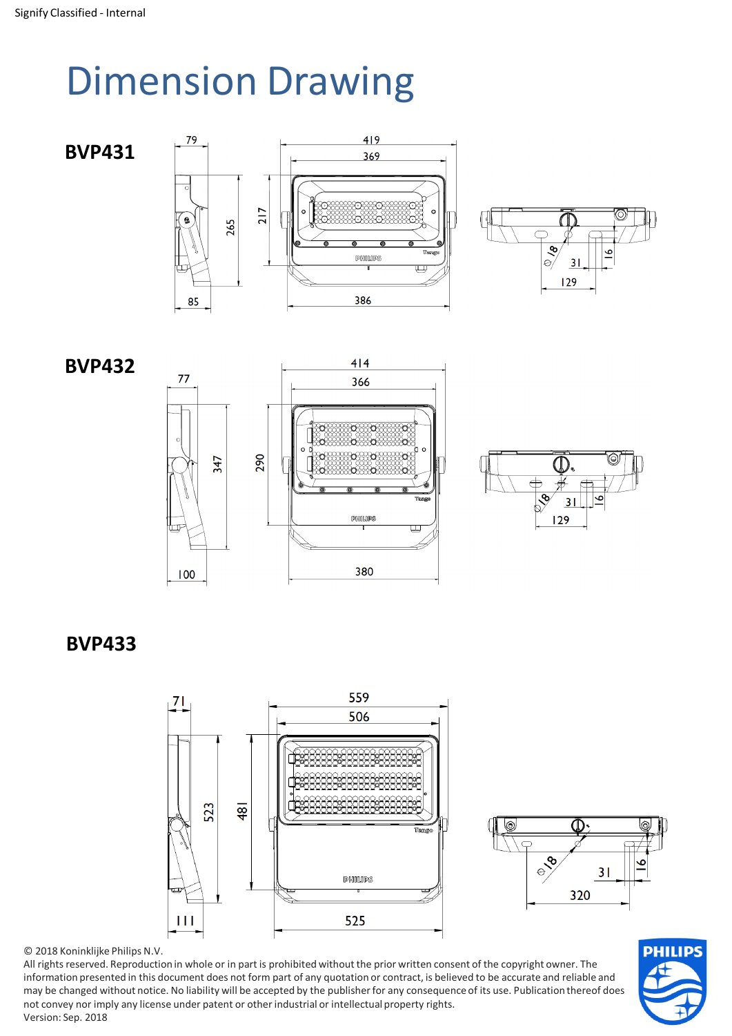# Dimension Drawing

## BVP431

79

419

369

265

217

85

386

⌀18

31

16

129

## BVP432

414

77

366

347

290

100

380

⌀18

31

16

129

## BVP433

71

559

506

523

481

111

525

⌀18

31

16

320

© 2018 Koninklijke Philips N.V.
All rights reserved. Reproduction in whole or in part is prohibited without the prior written consent of the copyright owner. The information presented in this document does not form part of any quotation or contract, is believed to be accurate and reliable and may be changed without notice. No liability will be accepted by the publisher for any consequence of its use. Publication thereof does not convey nor imply any license under patent or other industrial or intellectual property rights.
Version: Sep. 2018